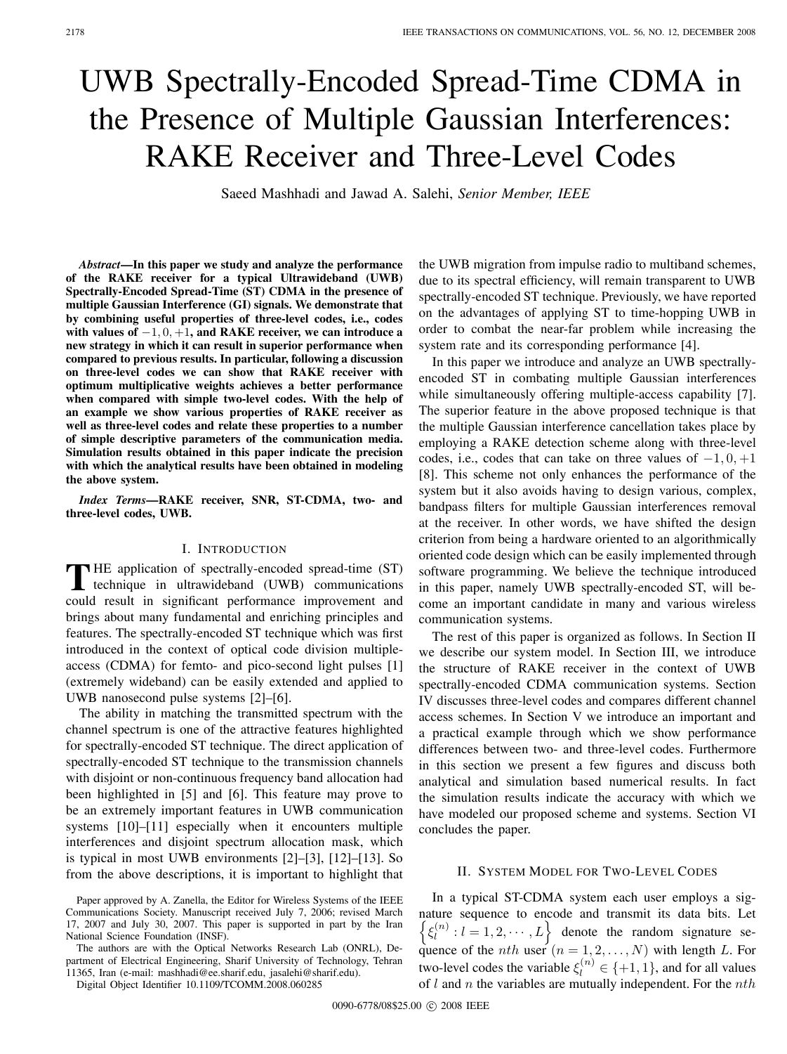# UWB Spectrally-Encoded Spread-Time CDMA in the Presence of Multiple Gaussian Interferences: RAKE Receiver and Three-Level Codes

Saeed Mashhadi and Jawad A. Salehi, *Senior Member, IEEE*

***Abstract*—In this paper we study and analyze the performance of the RAKE receiver for a typical Ultrawideband (UWB) Spectrally-Encoded Spread-Time (ST) CDMA in the presence of multiple Gaussian Interference (GI) signals. We demonstrate that by combining useful properties of three-level codes, i.e., codes with values of $-1, 0, +1$, and RAKE receiver, we can introduce a new strategy in which it can result in superior performance when compared to previous results. In particular, following a discussion on three-level codes we can show that RAKE receiver with optimum multiplicative weights achieves a better performance when compared with simple two-level codes. With the help of an example we show various properties of RAKE receiver as well as three-level codes and relate these properties to a number of simple descriptive parameters of the communication media. Simulation results obtained in this paper indicate the precision with which the analytical results have been obtained in modeling the above system.**

***Index Terms*—RAKE receiver, SNR, ST-CDMA, two- and three-level codes, UWB.**

## I. Introduction

The application of spectrally-encoded spread-time (ST) technique in ultrawideband (UWB) communications could result in significant performance improvement and brings about many fundamental and enriching principles and features. The spectrally-encoded ST technique which was first introduced in the context of optical code division multiple-access (CDMA) for femto- and pico-second light pulses [1] (extremely wideband) can be easily extended and applied to UWB nanosecond pulse systems [2]–[6].

The ability in matching the transmitted spectrum with the channel spectrum is one of the attractive features highlighted for spectrally-encoded ST technique. The direct application of spectrally-encoded ST technique to the transmission channels with disjoint or non-continuous frequency band allocation had been highlighted in [5] and [6]. This feature may prove to be an extremely important features in UWB communication systems [10]–[11] especially when it encounters multiple interferences and disjoint spectrum allocation mask, which is typical in most UWB environments [2]–[3], [12]–[13]. So from the above descriptions, it is important to highlight that the UWB migration from impulse radio to multiband schemes, due to its spectral efficiency, will remain transparent to UWB spectrally-encoded ST technique. Previously, we have reported on the advantages of applying ST to time-hopping UWB in order to combat the near-far problem while increasing the system rate and its corresponding performance [4].

In this paper we introduce and analyze an UWB spectrally-encoded ST in combating multiple Gaussian interferences while simultaneously offering multiple-access capability [7]. The superior feature in the above proposed technique is that the multiple Gaussian interference cancellation takes place by employing a RAKE detection scheme along with three-level codes, i.e., codes that can take on three values of $-1, 0, +1$ [8]. This scheme not only enhances the performance of the system but it also avoids having to design various, complex, bandpass filters for multiple Gaussian interferences removal at the receiver. In other words, we have shifted the design criterion from being a hardware oriented to an algorithmically oriented code design which can be easily implemented through software programming. We believe the technique introduced in this paper, namely UWB spectrally-encoded ST, will become an important candidate in many and various wireless communication systems.

The rest of this paper is organized as follows. In Section II we describe our system model. In Section III, we introduce the structure of RAKE receiver in the context of UWB spectrally-encoded CDMA communication systems. Section IV discusses three-level codes and compares different channel access schemes. In Section V we introduce an important and a practical example through which we show performance differences between two- and three-level codes. Furthermore in this section we present a few figures and discuss both analytical and simulation based numerical results. In fact the simulation results indicate the accuracy with which we have modeled our proposed scheme and systems. Section VI concludes the paper.

## II. System Model for Two-Level Codes

In a typical ST-CDMA system each user employs a signature sequence to encode and transmit its data bits. Let $\left\{\xi_l^{(n)} : l = 1, 2, \cdots, L\right\}$ denote the random signature sequence of the $nth$ user $(n = 1, 2, \ldots, N)$ with length $L$. For two-level codes the variable $\xi_l^{(n)} \in \{+1, 1\}$, and for all values of $l$ and $n$ the variables are mutually independent. For the $nth$

Paper approved by A. Zanella, the Editor for Wireless Systems of the IEEE Communications Society. Manuscript received July 7, 2006; revised March 17, 2007 and July 30, 2007. This paper is supported in part by the Iran National Science Foundation (INSF).

The authors are with the Optical Networks Research Lab (ONRL), Department of Electrical Engineering, Sharif University of Technology, Tehran 11365, Iran (e-mail: mashhadi@ee.sharif.edu, jasalehi@sharif.edu).

Digital Object Identifier 10.1109/TCOMM.2008.060285

0090-6778/08$25.00 © 2008 IEEE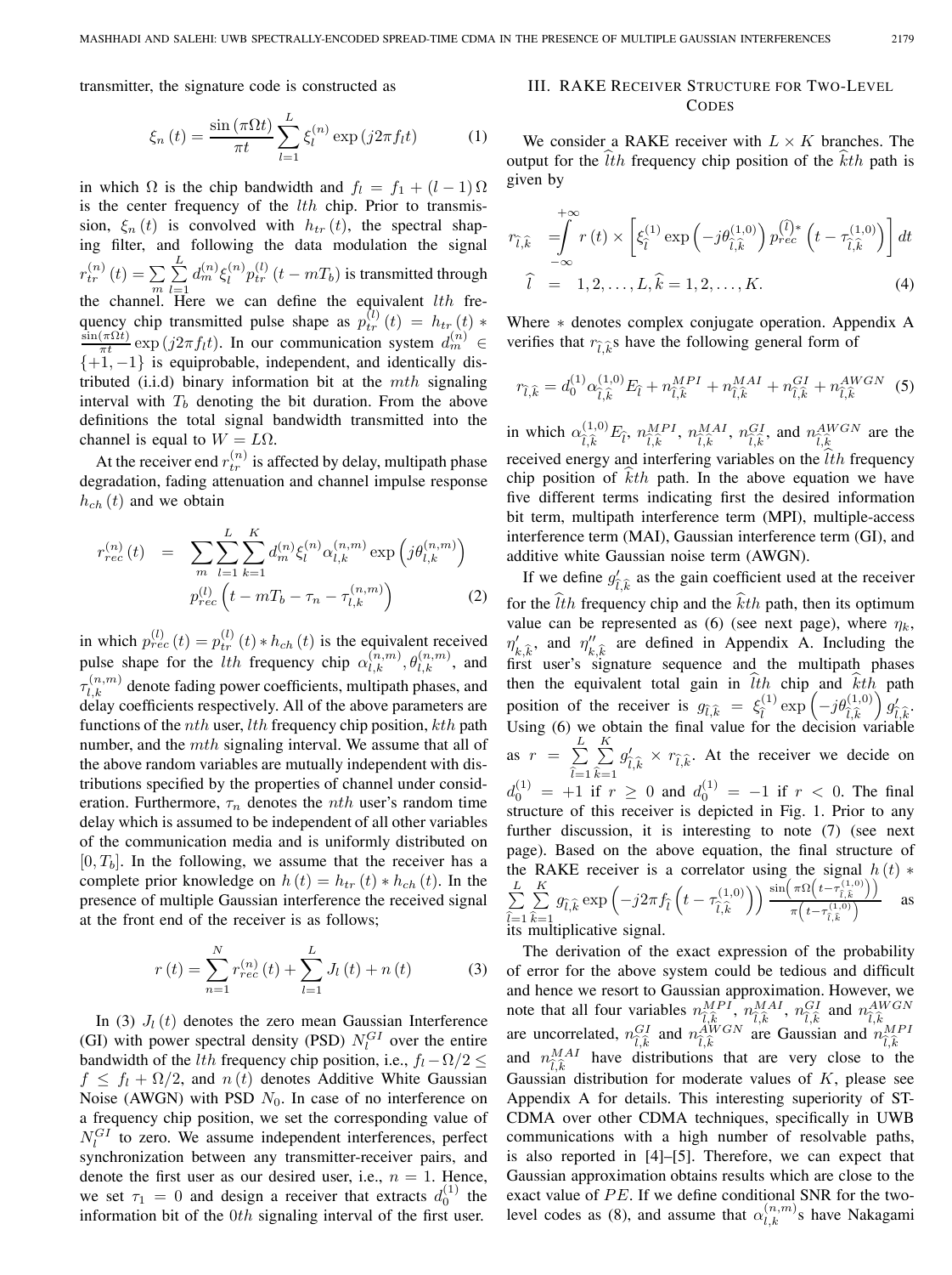transmitter, the signature code is constructed as

$$\xi_n(t) = \frac{\sin(\pi \Omega t)}{\pi t} \sum_{l=1}^{L} \xi_l^{(n)} \exp(j2\pi f_l t) \tag{1}$$

in which $\Omega$ is the chip bandwidth and $f_l = f_1 + (l-1)\Omega$ is the center frequency of the $l$th chip. Prior to transmission, $\xi_n(t)$ is convolved with $h_{tr}(t)$, the spectral shaping filter, and following the data modulation the signal $r_{tr}^{(n)}(t) = \sum_m \sum_{l=1}^{L} d_m^{(n)} \xi_l^{(n)} p_{tr}^{(l)}(t - mT_b)$ is transmitted through the channel. Here we can define the equivalent $l$th frequency chip transmitted pulse shape as $p_{tr}^{(l)}(t) = h_{tr}(t) * \frac{\sin(\pi\Omega t)}{\pi t} \exp(j2\pi f_l t)$. In our communication system $d_m^{(n)} \in \{+1, -1\}$ is equiprobable, independent, and identically distributed (i.i.d) binary information bit at the $m$th signaling interval with $T_b$ denoting the bit duration. From the above definitions the total signal bandwidth transmitted into the channel is equal to $W = L\Omega$.

At the receiver end $r_{tr}^{(n)}$ is affected by delay, multipath phase degradation, fading attenuation and channel impulse response $h_{ch}(t)$ and we obtain

$$\begin{aligned} r_{rec}^{(n)}(t) &= \sum_m \sum_{l=1}^{L} \sum_{k=1}^{K} d_m^{(n)} \xi_l^{(n)} \alpha_{l,k}^{(n,m)} \exp\left(j\theta_{l,k}^{(n,m)}\right) \\ &\quad p_{rec}^{(l)}\left(t - mT_b - \tau_n - \tau_{l,k}^{(n,m)}\right) \end{aligned} \tag{2}$$

in which $p_{rec}^{(l)}(t) = p_{tr}^{(l)}(t) * h_{ch}(t)$ is the equivalent received pulse shape for the $l$th frequency chip $\alpha_{l,k}^{(n,m)}, \theta_{l,k}^{(n,m)}$, and $\tau_{l,k}^{(n,m)}$ denote fading power coefficients, multipath phases, and delay coefficients respectively. All of the above parameters are functions of the $n$th user, $l$th frequency chip position, $k$th path number, and the $m$th signaling interval. We assume that all of the above random variables are mutually independent with distributions specified by the properties of channel under consideration. Furthermore, $\tau_n$ denotes the $n$th user's random time delay which is assumed to be independent of all other variables of the communication media and is uniformly distributed on $[0, T_b]$. In the following, we assume that the receiver has a complete prior knowledge on $h(t) = h_{tr}(t) * h_{ch}(t)$. In the presence of multiple Gaussian interference the received signal at the front end of the receiver is as follows;

$$r(t) = \sum_{n=1}^{N} r_{rec}^{(n)}(t) + \sum_{l=1}^{L} J_l(t) + n(t) \tag{3}$$

In (3) $J_l(t)$ denotes the zero mean Gaussian Interference (GI) with power spectral density (PSD) $N_l^{GI}$ over the entire bandwidth of the $l$th frequency chip position, i.e., $f_l - \Omega/2 \le f \le f_l + \Omega/2$, and $n(t)$ denotes Additive White Gaussian Noise (AWGN) with PSD $N_0$. In case of no interference on a frequency chip position, we set the corresponding value of $N_l^{GI}$ to zero. We assume independent interferences, perfect synchronization between any transmitter-receiver pairs, and denote the first user as our desired user, i.e., $n = 1$. Hence, we set $\tau_1 = 0$ and design a receiver that extracts $d_0^{(1)}$ the information bit of the $0th$ signaling interval of the first user.

## III. RAKE Receiver Structure for Two-Level Codes

We consider a RAKE receiver with $L \times K$ branches. The output for the $\hat{l}th$ frequency chip position of the $\hat{k}th$ path is given by

$$\begin{aligned} r_{\hat{l},\hat{k}} &= \int_{-\infty}^{+\infty} r(t) \times \left[\xi_{\hat{l}}^{(1)} \exp\left(-j\theta_{\hat{l},\hat{k}}^{(1,0)}\right) p_{rec}^{(\hat{l})*}\left(t - \tau_{\hat{l},\hat{k}}^{(1,0)}\right)\right] dt \\ \hat{l} &= 1, 2, \ldots, L, \hat{k} = 1, 2, \ldots, K. \end{aligned} \tag{4}$$

Where $*$ denotes complex conjugate operation. Appendix A verifies that $r_{\hat{l},\hat{k}}$s have the following general form of

$$r_{\hat{l},\hat{k}} = d_0^{(1)} \alpha_{\hat{l},\hat{k}}^{(1,0)} E_{\hat{l}} + n_{\hat{l},\hat{k}}^{MPI} + n_{\hat{l},\hat{k}}^{MAI} + n_{\hat{l},\hat{k}}^{GI} + n_{\hat{l},\hat{k}}^{AWGN} \tag{5}$$

in which $\alpha_{\hat{l},\hat{k}}^{(1,0)} E_{\hat{l}}$, $n_{\hat{l},\hat{k}}^{MPI}$, $n_{\hat{l},\hat{k}}^{MAI}$, $n_{\hat{l},\hat{k}}^{GI}$, and $n_{\hat{l},\hat{k}}^{AWGN}$ are the received energy and interfering variables on the $\hat{l}th$ frequency chip position of $\hat{k}th$ path. In the above equation we have five different terms indicating first the desired information bit term, multipath interference term (MPI), multiple-access interference term (MAI), Gaussian interference term (GI), and additive white Gaussian noise term (AWGN).

If we define $g'_{\hat{l},\hat{k}}$ as the gain coefficient used at the receiver for the $\hat{l}th$ frequency chip and the $\hat{k}th$ path, then its optimum value can be represented as (6) (see next page), where $\eta_k$, $\eta'_{k,\hat{k}}$, and $\eta''_{k,\hat{k}}$ are defined in Appendix A. Including the first user's signature sequence and the multipath phases then the equivalent total gain in $\hat{l}th$ chip and $\hat{k}th$ path position of the receiver is $g_{\hat{l},\hat{k}} = \xi_{\hat{l}}^{(1)} \exp\left(-j\theta_{\hat{l},\hat{k}}^{(1,0)}\right) g'_{\hat{l},\hat{k}}$. Using (6) we obtain the final value for the decision variable as $r = \sum_{\hat{l}=1}^{L} \sum_{\hat{k}=1}^{K} g'_{\hat{l},\hat{k}} \times r_{\hat{l},\hat{k}}$. At the receiver we decide on $d_0^{(1)} = +1$ if $r \ge 0$ and $d_0^{(1)} = -1$ if $r < 0$. The final structure of this receiver is depicted in Fig. 1. Prior to any further discussion, it is interesting to note (7) (see next page). Based on the above equation, the final structure of the RAKE receiver is a correlator using the signal $h(t) * \sum_{\hat{l}=1}^{L} \sum_{\hat{k}=1}^{K} g_{\hat{l},\hat{k}} \exp\left(-j2\pi f_{\hat{l}}\left(t - \tau_{\hat{l},\hat{k}}^{(1,0)}\right)\right) \frac{\sin\left(\pi\Omega\left(t - \tau_{\hat{l},\hat{k}}^{(1,0)}\right)\right)}{\pi\left(t - \tau_{\hat{l},\hat{k}}^{(1,0)}\right)}$ as its multiplicative signal.

The derivation of the exact expression of the probability of error for the above system could be tedious and difficult and hence we resort to Gaussian approximation. However, we note that all four variables $n_{\hat{l},\hat{k}}^{MPI}$, $n_{\hat{l},\hat{k}}^{MAI}$, $n_{\hat{l},\hat{k}}^{GI}$ and $n_{\hat{l},\hat{k}}^{AWGN}$ are uncorrelated, $n_{\hat{l},\hat{k}}^{GI}$ and $n_{\hat{l},\hat{k}}^{AWGN}$ are Gaussian and $n_{\hat{l},\hat{k}}^{MPI}$ and $n_{\hat{l},\hat{k}}^{MAI}$ have distributions that are very close to the Gaussian distribution for moderate values of $K$, please see Appendix A for details. This interesting superiority of ST-CDMA over other CDMA techniques, specifically in UWB communications with a high number of resolvable paths, is also reported in [4]–[5]. Therefore, we can expect that Gaussian approximation obtains results which are close to the exact value of $PE$. If we define conditional SNR for the two-level codes as (8), and assume that $\alpha_{l,k}^{(n,m)}$s have Nakagami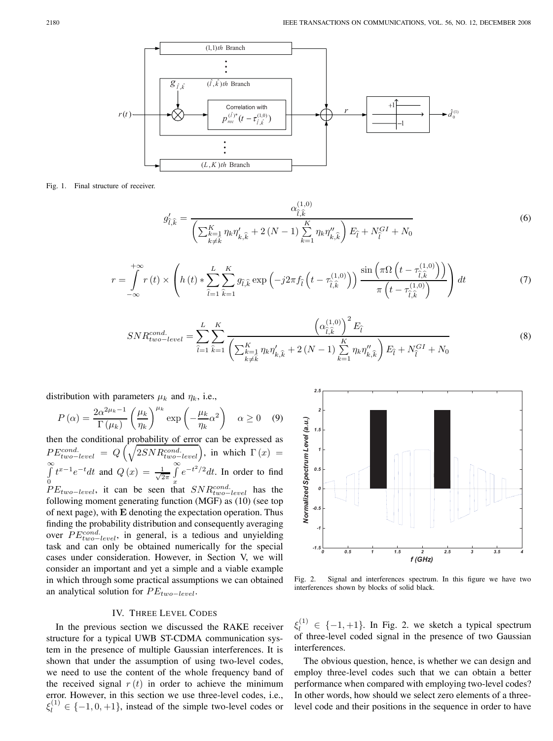Fig. 1. Final structure of receiver.

$$g'_{\hat{l},\hat{k}} = \frac{\alpha_{\hat{l},\hat{k}}^{(1,0)}}{\left(\sum_{\substack{k=1\\k\neq\hat{k}}}^{K} \eta_k \eta'_{k,\hat{k}} + 2(N-1)\sum_{k=1}^{K} \eta_k \eta''_{k,\hat{k}}\right) E_{\hat{l}} + N_{\hat{l}}^{GI} + N_0} \quad (6)$$

$$r = \int_{-\infty}^{+\infty} r(t) \times \left( h(t) * \sum_{\hat{l}=1}^{L} \sum_{\hat{k}=1}^{K} g_{\hat{l},\hat{k}} \exp\left(-j2\pi f_{\hat{l}}\left(t - \tau_{\hat{l},\hat{k}}^{(1,0)}\right)\right) \frac{\sin\left(\pi\Omega\left(t - \tau_{\hat{l},\hat{k}}^{(1,0)}\right)\right)}{\pi\left(t - \tau_{\hat{l},\hat{k}}^{(1,0)}\right)} \right) dt \quad (7)$$

$$SNR_{two-level}^{cond.} = \sum_{\hat{l}=1}^{L} \sum_{\hat{k}=1}^{K} \frac{\left(\alpha_{\hat{l},\hat{k}}^{(1,0)}\right)^2 E_{\hat{l}}}{\left(\sum_{\substack{k=1\\k\neq\hat{k}}}^{K} \eta_k \eta'_{k,\hat{k}} + 2(N-1)\sum_{k=1}^{K} \eta_k \eta''_{k,\hat{k}}\right) E_{\hat{l}} + N_{\hat{l}}^{GI} + N_0} \quad (8)$$

distribution with parameters $\mu_k$ and $\eta_k$, i.e.,

$$P(\alpha) = \frac{2\alpha^{2\mu_k - 1}}{\Gamma(\mu_k)} \left(\frac{\mu_k}{\eta_k}\right)^{\mu_k} \exp\left(-\frac{\mu_k}{\eta_k}\alpha^2\right) \quad \alpha \geq 0 \quad (9)$$

then the conditional probability of error can be expressed as $PE_{two-level}^{cond.} = Q\left(\sqrt{2SNR_{two-level}^{cond.}}\right)$, in which $\Gamma(x) = \int_0^\infty t^{x-1}e^{-t}dt$ and $Q(x) = \frac{1}{\sqrt{2\pi}}\int_x^\infty e^{-t^2/2}dt$. In order to find $PE_{two-level}$, it can be seen that $SNR_{two-level}^{cond.}$ has the following moment generating function (MGF) as (10) (see top of next page), with $\mathbf{E}$ denoting the expectation operation. Thus finding the probability distribution and consequently averaging over $PE_{two-level}^{cond.}$, in general, is a tedious and unyielding task and can only be obtained numerically for the special cases under consideration. However, in Section V, we will consider an important and yet a simple and a viable example in which through some practical assumptions we can obtained an analytical solution for $PE_{two-level}$.

Fig. 2. Signal and interferences spectrum. In this figure we have two interferences shown by blocks of solid black.

## IV. Three Level Codes

In the previous section we discussed the RAKE receiver structure for a typical UWB ST-CDMA communication system in the presence of multiple Gaussian interferences. It is shown that under the assumption of using two-level codes, we need to use the content of the whole frequency band of the received signal $r(t)$ in order to achieve the minimum error. However, in this section we use three-level codes, i.e., $\xi_l^{(1)} \in \{-1, 0, +1\}$, instead of the simple two-level codes or $\xi_l^{(1)} \in \{-1, +1\}$. In Fig. 2. we sketch a typical spectrum of three-level coded signal in the presence of two Gaussian interferences.

The obvious question, hence, is whether we can design and employ three-level codes such that we can obtain a better performance when compared with employing two-level codes? In other words, how should we select zero elements of a three-level code and their positions in the sequence in order to have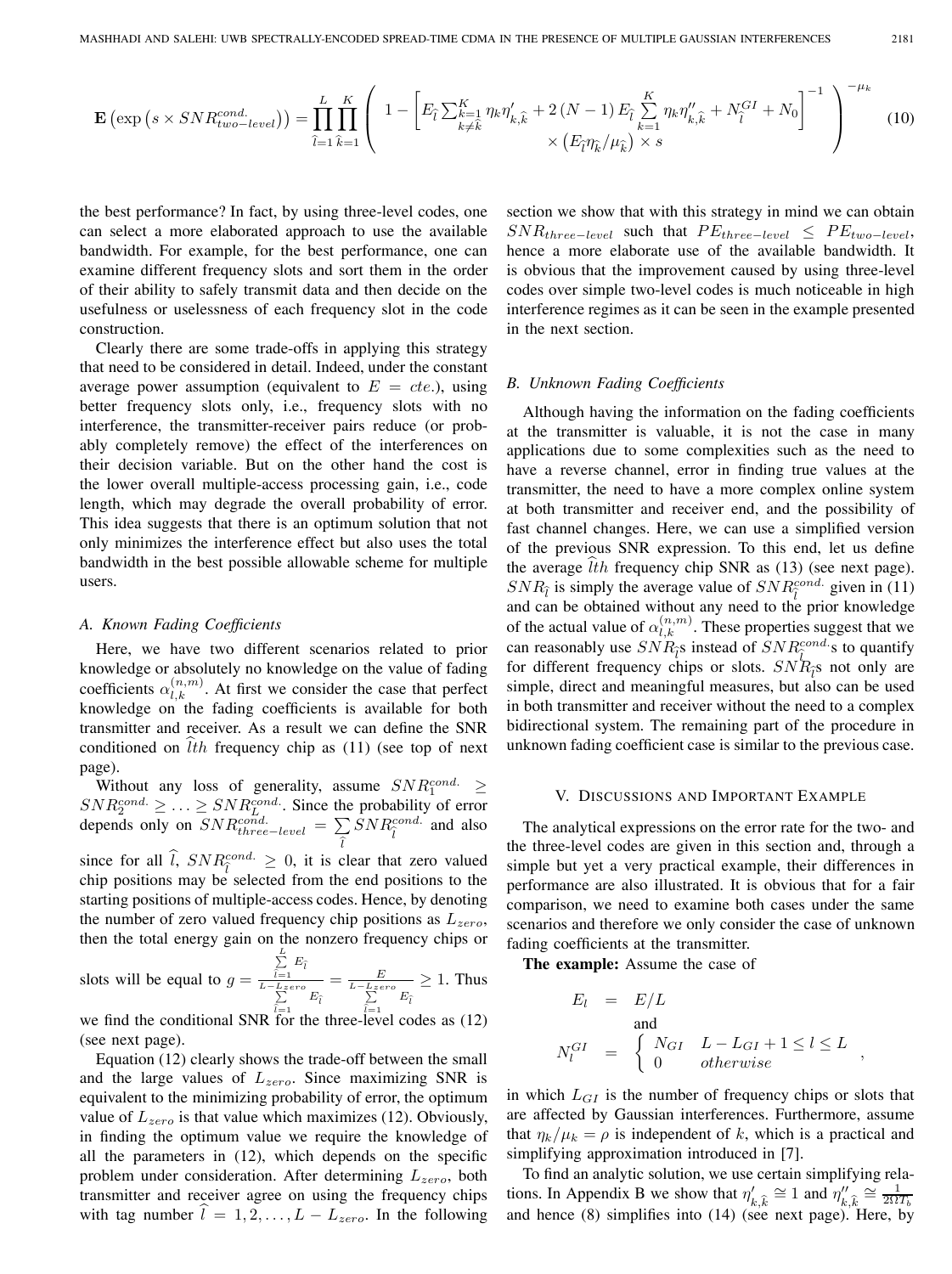$$\mathbf{E}\left(\exp\left(s \times SNR^{cond.}_{two-level}\right)\right) = \prod_{\widehat{l}=1}^{L}\prod_{\widehat{k}=1}^{K}\left(\begin{array}{c} 1 - \left[E_{\widehat{l}}\sum_{\substack{k=1\\k\neq\widehat{k}}}^{K}\eta_k\eta'_{k,\widehat{k}} + 2\left(N-1\right)E_{\widehat{l}}\sum_{k=1}^{K}\eta_k\eta''_{k,\widehat{k}} + N^{GI}_{\widehat{l}} + N_0\right]^{-1} \\ \times\left(E_{\widehat{l}}\eta_{\widehat{k}}/\mu_{\widehat{k}}\right)\times s\end{array}\right)^{-\mu_k} \tag{10}$$

the best performance? In fact, by using three-level codes, one can select a more elaborated approach to use the available bandwidth. For example, for the best performance, one can examine different frequency slots and sort them in the order of their ability to safely transmit data and then decide on the usefulness or uselessness of each frequency slot in the code construction.

Clearly there are some trade-offs in applying this strategy that need to be considered in detail. Indeed, under the constant average power assumption (equivalent to $E = cte.$), using better frequency slots only, i.e., frequency slots with no interference, the transmitter-receiver pairs reduce (or probably completely remove) the effect of the interferences on their decision variable. But on the other hand the cost is the lower overall multiple-access processing gain, i.e., code length, which may degrade the overall probability of error. This idea suggests that there is an optimum solution that not only minimizes the interference effect but also uses the total bandwidth in the best possible allowable scheme for multiple users.

### A. Known Fading Coefficients

Here, we have two different scenarios related to prior knowledge or absolutely no knowledge on the value of fading coefficients $\alpha^{(n,m)}_{l,k}$. At first we consider the case that perfect knowledge on the fading coefficients is available for both transmitter and receiver. As a result we can define the SNR conditioned on $\widehat{l}th$ frequency chip as (11) (see top of next page).

Without any loss of generality, assume $SNR^{cond.}_{1} \geq SNR^{cond.}_{2} \geq \ldots \geq SNR^{cond.}_{L}$. Since the probability of error depends only on $SNR^{cond.}_{three-level} = \sum_{\widehat{l}} SNR^{cond.}_{\widehat{l}}$ and also since for all $\widehat{l}$, $SNR^{cond.}_{\widehat{l}} \geq 0$, it is clear that zero valued chip positions may be selected from the end positions to the starting positions of multiple-access codes. Hence, by denoting the number of zero valued frequency chip positions as $L_{zero}$, then the total energy gain on the nonzero frequency chips or slots will be equal to $g = \frac{\sum_{\widehat{l}=1}^{L} E_{\widehat{l}}}{\sum_{\widehat{l}=1}^{L-L_{zero}} E_{\widehat{l}}} = \frac{E}{\sum_{\widehat{l}=1}^{L-L_{zero}} E_{\widehat{l}}} \geq 1$. Thus we find the conditional SNR for the three-level codes as (12) (see next page).

Equation (12) clearly shows the trade-off between the small and the large values of $L_{zero}$. Since maximizing SNR is equivalent to the minimizing probability of error, the optimum value of $L_{zero}$ is that value which maximizes (12). Obviously, in finding the optimum value we require the knowledge of all the parameters in (12), which depends on the specific problem under consideration. After determining $L_{zero}$, both transmitter and receiver agree on using the frequency chips with tag number $\widehat{l} = 1, 2, \ldots, L - L_{zero}$. In the following section we show that with this strategy in mind we can obtain $SNR_{three-level}$ such that $PE_{three-level} \leq PE_{two-level}$, hence a more elaborate use of the available bandwidth. It is obvious that the improvement caused by using three-level codes over simple two-level codes is much noticeable in high interference regimes as it can be seen in the example presented in the next section.

### B. Unknown Fading Coefficients

Although having the information on the fading coefficients at the transmitter is valuable, it is not the case in many applications due to some complexities such as the need to have a reverse channel, error in finding true values at the transmitter, the need to have a more complex online system at both transmitter and receiver end, and the possibility of fast channel changes. Here, we can use a simplified version of the previous SNR expression. To this end, let us define the average $\widehat{l}th$ frequency chip SNR as (13) (see next page). $SNR_{\widehat{l}}$ is simply the average value of $SNR^{cond.}_{\widehat{l}}$ given in (11) and can be obtained without any need to the prior knowledge of the actual value of $\alpha^{(n,m)}_{l,k}$. These properties suggest that we can reasonably use $SNR_{\widehat{l}}$s instead of $SNR^{cond.}_{\widehat{l}}$s to quantify for different frequency chips or slots. $SNR_{\widehat{l}}$s not only are simple, direct and meaningful measures, but also can be used in both transmitter and receiver without the need to a complex bidirectional system. The remaining part of the procedure in unknown fading coefficient case is similar to the previous case.

## V. Discussions and Important Example

The analytical expressions on the error rate for the two- and the three-level codes are given in this section and, through a simple but yet a very practical example, their differences in performance are also illustrated. It is obvious that for a fair comparison, we need to examine both cases under the same scenarios and therefore we only consider the case of unknown fading coefficients at the transmitter.

**The example:** Assume the case of

$$\begin{aligned} E_l &= E/L \\ &\text{and} \\ N^{GI}_l &= \begin{cases} N_{GI} & L - L_{GI} + 1 \leq l \leq L \\ 0 & otherwise \end{cases}, \end{aligned}$$

in which $L_{GI}$ is the number of frequency chips or slots that are affected by Gaussian interferences. Furthermore, assume that $\eta_k/\mu_k = \rho$ is independent of $k$, which is a practical and simplifying approximation introduced in [7].

To find an analytic solution, we use certain simplifying relations. In Appendix B we show that $\eta'_{k,\widehat{k}} \cong 1$ and $\eta''_{k,\widehat{k}} \cong \frac{1}{2\Omega T_b}$ and hence (8) simplifies into (14) (see next page). Here, by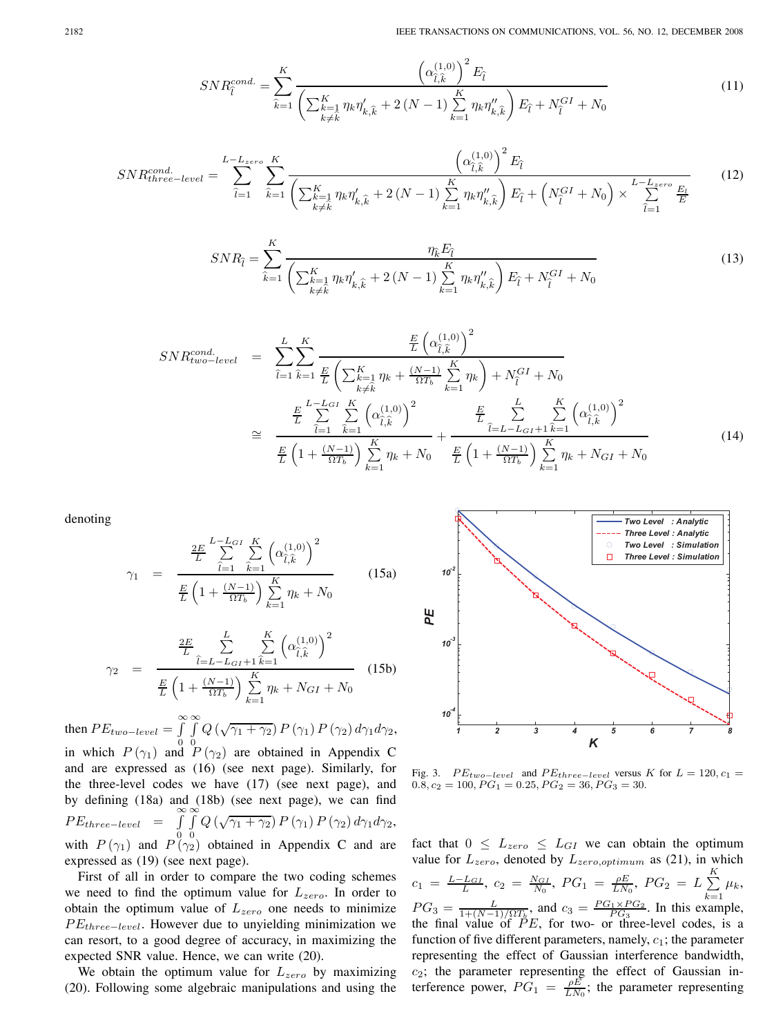$$SNR_{\hat{l}}^{cond.} = \sum_{\hat{k}=1}^{K} \frac{\left(\alpha_{\hat{l},\hat{k}}^{(1,0)}\right)^2 E_{\hat{l}}}{\left(\sum_{\substack{k=1\\k\neq\hat{k}}}^{K} \eta_k \eta'_{k,\hat{k}} + 2(N-1)\sum_{k=1}^{K}\eta_k\eta''_{k,\hat{k}}\right)E_{\hat{l}} + N_{\hat{l}}^{GI} + N_0} \tag{11}$$

$$SNR_{three-level}^{cond.} = \sum_{\hat{l}=1}^{L-L_{zero}} \sum_{\hat{k}=1}^{K} \frac{\left(\alpha_{\hat{l},\hat{k}}^{(1,0)}\right)^2 E_{\hat{l}}}{\left(\sum_{\substack{k=1\\k\neq\hat{k}}}^{K} \eta_k \eta'_{k,\hat{k}} + 2(N-1)\sum_{k=1}^{K}\eta_k\eta''_{k,\hat{k}}\right)E_{\hat{l}} + \left(N_{\hat{l}}^{GI} + N_0\right) \times \sum_{\hat{l}=1}^{L-L_{zero}} \frac{E_l}{E}} \tag{12}$$

$$SNR_{\hat{l}} = \sum_{\hat{k}=1}^{K} \frac{\eta_{\hat{k}} E_{\hat{l}}}{\left(\sum_{\substack{k=1\\k\neq\hat{k}}}^{K} \eta_k \eta'_{k,\hat{k}} + 2(N-1)\sum_{k=1}^{K}\eta_k\eta''_{k,\hat{k}}\right)E_{\hat{l}} + N_{\hat{l}}^{GI} + N_0} \tag{13}$$

$$\begin{aligned} SNR_{two-level}^{cond.} &= \sum_{\hat{l}=1}^{L}\sum_{\hat{k}=1}^{K} \frac{\frac{E}{L}\left(\alpha_{\hat{l},\hat{k}}^{(1,0)}\right)^2}{\frac{E}{L}\left(\sum_{\substack{k=1\\k\neq\hat{k}}}^{K}\eta_k + \frac{(N-1)}{\Omega T_b}\sum_{k=1}^{K}\eta_k\right) + N_{\hat{l}}^{GI} + N_0} \\ &\cong \frac{\frac{E}{L}\sum_{\hat{l}=1}^{L-L_{GI}}\sum_{\hat{k}=1}^{K}\left(\alpha_{\hat{l},\hat{k}}^{(1,0)}\right)^2}{\frac{E}{L}\left(1+\frac{(N-1)}{\Omega T_b}\right)\sum_{k=1}^{K}\eta_k + N_0} + \frac{\frac{E}{L}\sum_{\hat{l}=L-L_{GI}+1}^{L}\sum_{\hat{k}=1}^{K}\left(\alpha_{\hat{l},\hat{k}}^{(1,0)}\right)^2}{\frac{E}{L}\left(1+\frac{(N-1)}{\Omega T_b}\right)\sum_{k=1}^{K}\eta_k + N_{GI} + N_0} \end{aligned} \tag{14}$$

denoting

$$\gamma_1 = \frac{\frac{2E}{L}\sum_{\hat{l}=1}^{L-L_{GI}}\sum_{\hat{k}=1}^{K}\left(\alpha_{\hat{l},\hat{k}}^{(1,0)}\right)^2}{\frac{E}{L}\left(1+\frac{(N-1)}{\Omega T_b}\right)\sum_{k=1}^{K}\eta_k + N_0} \tag{15a}$$

$$\gamma_2 = \frac{\frac{2E}{L}\sum_{\hat{l}=L-L_{GI}+1}^{L}\sum_{\hat{k}=1}^{K}\left(\alpha_{\hat{l},\hat{k}}^{(1,0)}\right)^2}{\frac{E}{L}\left(1+\frac{(N-1)}{\Omega T_b}\right)\sum_{k=1}^{K}\eta_k + N_{GI} + N_0} \tag{15b}$$

then $PE_{two-level} = \int_0^\infty\int_0^\infty Q\left(\sqrt{\gamma_1+\gamma_2}\right)P(\gamma_1)P(\gamma_2)\,d\gamma_1 d\gamma_2$, in which $P(\gamma_1)$ and $P(\gamma_2)$ are obtained in Appendix C and are expressed as (16) (see next page). Similarly, for the three-level codes we have (17) (see next page), and by defining (18a) and (18b) (see next page), we can find $PE_{three-level} = \int_0^\infty\int_0^\infty Q\left(\sqrt{\gamma_1+\gamma_2}\right)P(\gamma_1)P(\gamma_2)\,d\gamma_1 d\gamma_2$, with $P(\gamma_1)$ and $P(\gamma_2)$ obtained in Appendix C and are expressed as (19) (see next page).

First of all in order to compare the two coding schemes we need to find the optimum value for $L_{zero}$. In order to obtain the optimum value of $L_{zero}$ one needs to minimize $PE_{three-level}$. However due to unyielding minimization we can resort, to a good degree of accuracy, in maximizing the expected SNR value. Hence, we can write (20).

We obtain the optimum value for $L_{zero}$ by maximizing (20). Following some algebraic manipulations and using the fact that $0 \le L_{zero} \le L_{GI}$ we can obtain the optimum value for $L_{zero}$, denoted by $L_{zero,optimum}$ as (21), in which $c_1 = \frac{L-L_{GI}}{L}$, $c_2 = \frac{N_{GI}}{N_0}$, $PG_1 = \frac{\rho E}{LN_0}$, $PG_2 = L\sum_{k=1}^{K}\mu_k$, $PG_3 = \frac{L}{1+(N-1)/\Omega T_b}$, and $c_3 = \frac{PG_1 \times PG_2}{PG_3}$. In this example, the final value of $PE$, for two- or three-level codes, is a function of five different parameters, namely, $c_1$; the parameter representing the effect of Gaussian interference bandwidth, $c_2$; the parameter representing the effect of Gaussian interference power, $PG_1 = \frac{\rho E}{LN_0}$; the parameter representing

Fig. 3. $PE_{two-level}$ and $PE_{three-level}$ versus $K$ for $L = 120$, $c_1 = 0.8$, $c_2 = 100$, $PG_1 = 0.25$, $PG_2 = 36$, $PG_3 = 30$.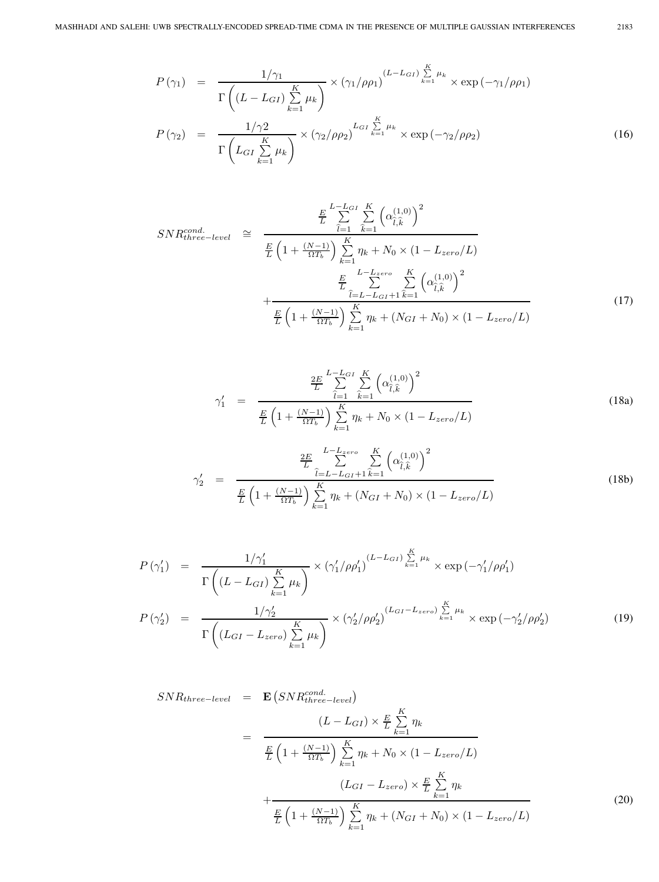$$
\begin{aligned}
P(\gamma_1) &= \frac{1/\gamma_1}{\Gamma\left((L-L_{GI})\sum_{k=1}^{K}\mu_k\right)} \times (\gamma_1/\rho\rho_1)^{(L-L_{GI})\sum_{k=1}^{K}\mu_k} \times \exp(-\gamma_1/\rho\rho_1) \\
P(\gamma_2) &= \frac{1/\gamma 2}{\Gamma\left(L_{GI}\sum_{k=1}^{K}\mu_k\right)} \times (\gamma_2/\rho\rho_2)^{L_{GI}\sum_{k=1}^{K}\mu_k} \times \exp(-\gamma_2/\rho\rho_2)
\end{aligned}
\tag{16}
$$

$$
\begin{aligned}
SNR_{three-level}^{cond.} \cong\; & \frac{\frac{E}{L}\sum_{\hat{l}=1}^{L-L_{GI}}\sum_{\hat{k}=1}^{K}\left(\alpha_{\hat{l},\hat{k}}^{(1,0)}\right)^2}{\frac{E}{L}\left(1+\frac{(N-1)}{\Omega T_b}\right)\sum_{k=1}^{K}\eta_k + N_0\times(1-L_{zero}/L)} \\
&+ \frac{\frac{E}{L}\sum_{\hat{l}=L-L_{GI}+1}^{L-L_{zero}}\sum_{\hat{k}=1}^{K}\left(\alpha_{\hat{l},\hat{k}}^{(1,0)}\right)^2}{\frac{E}{L}\left(1+\frac{(N-1)}{\Omega T_b}\right)\sum_{k=1}^{K}\eta_k + (N_{GI}+N_0)\times(1-L_{zero}/L)}
\end{aligned}
\tag{17}
$$

$$
\gamma_1' = \frac{\frac{2E}{L}\sum_{\hat{l}=1}^{L-L_{GI}}\sum_{\hat{k}=1}^{K}\left(\alpha_{\hat{l},\hat{k}}^{(1,0)}\right)^2}{\frac{E}{L}\left(1+\frac{(N-1)}{\Omega T_b}\right)\sum_{k=1}^{K}\eta_k + N_0\times(1-L_{zero}/L)}
\tag{18a}
$$

$$
\gamma_2' = \frac{\frac{2E}{L}\sum_{\hat{l}=L-L_{GI}+1}^{L-L_{zero}}\sum_{\hat{k}=1}^{K}\left(\alpha_{\hat{l},\hat{k}}^{(1,0)}\right)^2}{\frac{E}{L}\left(1+\frac{(N-1)}{\Omega T_b}\right)\sum_{k=1}^{K}\eta_k + (N_{GI}+N_0)\times(1-L_{zero}/L)}
\tag{18b}
$$

$$
\begin{aligned}
P(\gamma_1') &= \frac{1/\gamma_1'}{\Gamma\left((L-L_{GI})\sum_{k=1}^{K}\mu_k\right)} \times (\gamma_1'/\rho\rho_1')^{(L-L_{GI})\sum_{k=1}^{K}\mu_k} \times \exp(-\gamma_1'/\rho\rho_1') \\
P(\gamma_2') &= \frac{1/\gamma_2'}{\Gamma\left((L_{GI}-L_{zero})\sum_{k=1}^{K}\mu_k\right)} \times (\gamma_2'/\rho\rho_2')^{(L_{GI}-L_{zero})\sum_{k=1}^{K}\mu_k} \times \exp(-\gamma_2'/\rho\rho_2')
\end{aligned}
\tag{19}
$$

$$
\begin{aligned}
SNR_{three-level} &= \mathbf{E}\left(SNR_{three-level}^{cond.}\right) \\
&= \frac{(L-L_{GI})\times\frac{E}{L}\sum_{k=1}^{K}\eta_k}{\frac{E}{L}\left(1+\frac{(N-1)}{\Omega T_b}\right)\sum_{k=1}^{K}\eta_k + N_0\times(1-L_{zero}/L)} \\
&\quad + \frac{(L_{GI}-L_{zero})\times\frac{E}{L}\sum_{k=1}^{K}\eta_k}{\frac{E}{L}\left(1+\frac{(N-1)}{\Omega T_b}\right)\sum_{k=1}^{K}\eta_k + (N_{GI}+N_0)\times(1-L_{zero}/L)}
\end{aligned}
\tag{20}
$$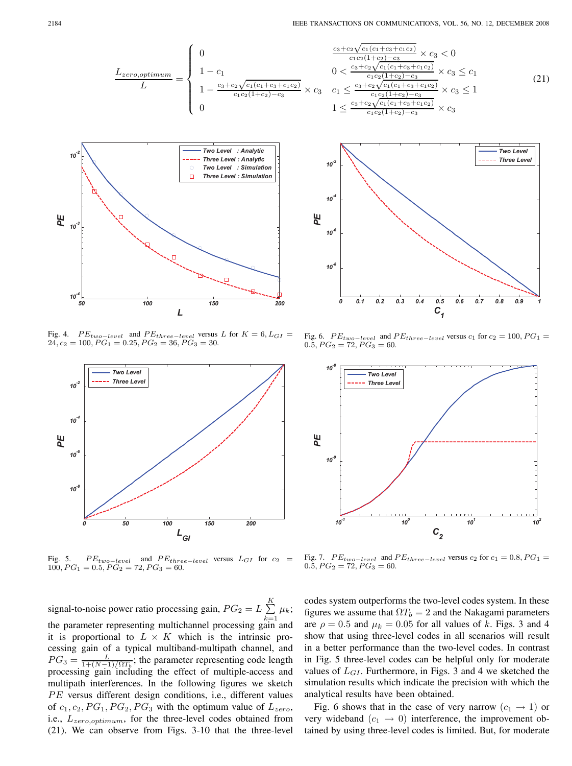$$\frac{L_{zero,optimum}}{L} = \begin{cases} 0 & \frac{c_3+c_2\sqrt{c_1(c_1+c_3+c_1c_2)}}{c_1c_2(1+c_2)-c_3} \times c_3 < 0 \\ 1-c_1 & 0 < \frac{c_3+c_2\sqrt{c_1(c_1+c_3+c_1c_2)}}{c_1c_2(1+c_2)-c_3} \times c_3 \le c_1 \\ 1-\frac{c_3+c_2\sqrt{c_1(c_1+c_3+c_1c_2)}}{c_1c_2(1+c_2)-c_3} \times c_3 & c_1 \le \frac{c_3+c_2\sqrt{c_1(c_1+c_3+c_1c_2)}}{c_1c_2(1+c_2)-c_3} \times c_3 \le 1 \\ 0 & 1 \le \frac{c_3+c_2\sqrt{c_1(c_1+c_3+c_1c_2)}}{c_1c_2(1+c_2)-c_3} \times c_3 \end{cases} \tag{21}$$

Fig. 4. $PE_{two-level}$ and $PE_{three-level}$ versus $L$ for $K = 6, L_{GI} = 24, c_2 = 100, PG_1 = 0.25, PG_2 = 36, PG_3 = 30$.

Fig. 6. $PE_{two-level}$ and $PE_{three-level}$ versus $c_1$ for $c_2 = 100, PG_1 = 0.5, PG_2 = 72, PG_3 = 60$.

Fig. 5. $PE_{two-level}$ and $PE_{three-level}$ versus $L_{GI}$ for $c_2 = 100, PG_1 = 0.5, PG_2 = 72, PG_3 = 60$.

Fig. 7. $PE_{two-level}$ and $PE_{three-level}$ versus $c_2$ for $c_1 = 0.8, PG_1 = 0.5, PG_2 = 72, PG_3 = 60$.

signal-to-noise power ratio processing gain, $PG_2 = L\sum_{k=1}^{K}\mu_k$; the parameter representing multichannel processing gain and it is proportional to $L \times K$ which is the intrinsic processing gain of a typical multiband-multipath channel, and $PG_3 = \frac{L}{1+(N-1)/\Omega T_b}$; the parameter representing code length processing gain including the effect of multiple-access and multipath interferences. In the following figures we sketch $PE$ versus different design conditions, i.e., different values of $c_1, c_2, PG_1, PG_2, PG_3$ with the optimum value of $L_{zero}$, i.e., $L_{zero,optimum}$, for the three-level codes obtained from (21). We can observe from Figs. 3-10 that the three-level codes system outperforms the two-level codes system. In these figures we assume that $\Omega T_b = 2$ and the Nakagami parameters are $\rho = 0.5$ and $\mu_k = 0.05$ for all values of $k$. Figs. 3 and 4 show that using three-level codes in all scenarios will result in a better performance than the two-level codes. In contrast in Fig. 5 three-level codes can be helpful only for moderate values of $L_{GI}$. Furthermore, in Figs. 3 and 4 we sketched the simulation results which indicate the precision with which the analytical results have been obtained.

Fig. 6 shows that in the case of very narrow ($c_1 \to 1$) or very wideband ($c_1 \to 0$) interference, the improvement obtained by using three-level codes is limited. But, for moderate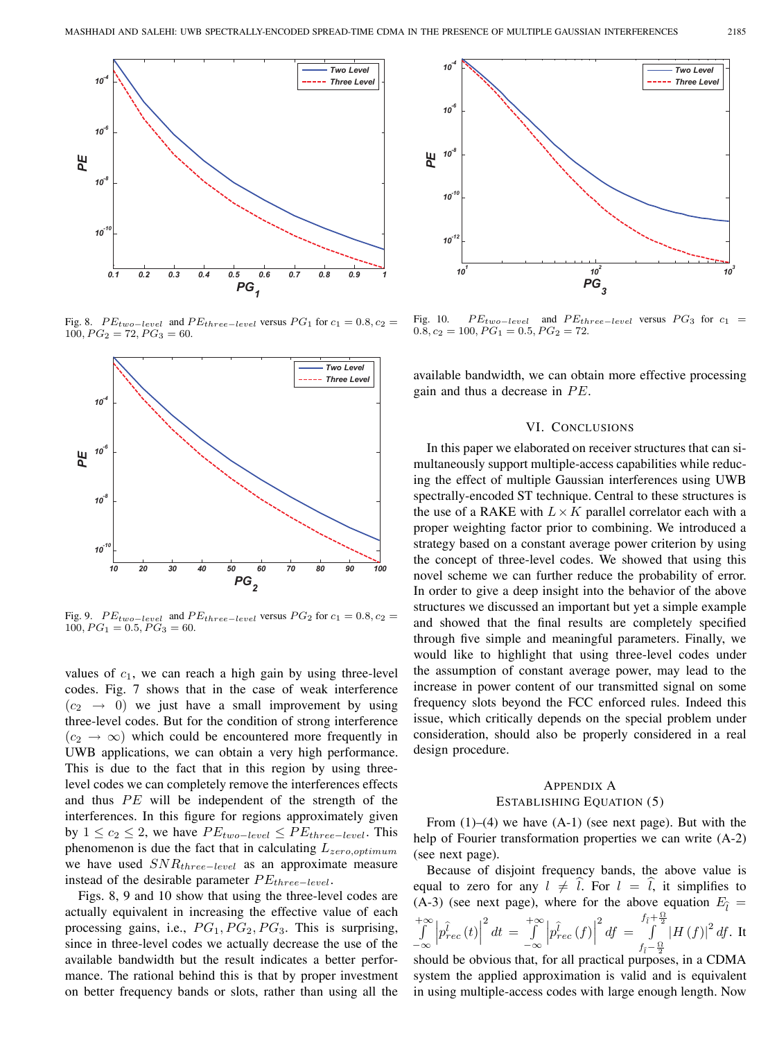Fig. 8. $PE_{two-level}$ and $PE_{three-level}$ versus $PG_1$ for $c_1 = 0.8, c_2 = 100, PG_2 = 72, PG_3 = 60$.

Fig. 9. $PE_{two-level}$ and $PE_{three-level}$ versus $PG_2$ for $c_1 = 0.8, c_2 = 100, PG_1 = 0.5, PG_3 = 60$.

values of $c_1$, we can reach a high gain by using three-level codes. Fig. 7 shows that in the case of weak interference ($c_2 \rightarrow 0$) we just have a small improvement by using three-level codes. But for the condition of strong interference ($c_2 \rightarrow \infty$) which could be encountered more frequently in UWB applications, we can obtain a very high performance. This is due to the fact that in this region by using three-level codes we can completely remove the interferences effects and thus $PE$ will be independent of the strength of the interferences. In this figure for regions approximately given by $1 \leq c_2 \leq 2$, we have $PE_{two-level} \leq PE_{three-level}$. This phenomenon is due the fact that in calculating $L_{zero,optimum}$ we have used $SNR_{three-level}$ as an approximate measure instead of the desirable parameter $PE_{three-level}$.

Figs. 8, 9 and 10 show that using the three-level codes are actually equivalent in increasing the effective value of each processing gains, i.e., $PG_1, PG_2, PG_3$. This is surprising, since in three-level codes we actually decrease the use of the available bandwidth but the result indicates a better performance. The rational behind this is that by proper investment on better frequency bands or slots, rather than using all the available bandwidth, we can obtain more effective processing gain and thus a decrease in $PE$.

Fig. 10. $PE_{two-level}$ and $PE_{three-level}$ versus $PG_3$ for $c_1 = 0.8, c_2 = 100, PG_1 = 0.5, PG_2 = 72$.

## VI. Conclusions

In this paper we elaborated on receiver structures that can simultaneously support multiple-access capabilities while reducing the effect of multiple Gaussian interferences using UWB spectrally-encoded ST technique. Central to these structures is the use of a RAKE with $L \times K$ parallel correlator each with a proper weighting factor prior to combining. We introduced a strategy based on a constant average power criterion by using the concept of three-level codes. We showed that using this novel scheme we can further reduce the probability of error. In order to give a deep insight into the behavior of the above structures we discussed an important but yet a simple example and showed that the final results are completely specified through five simple and meaningful parameters. Finally, we would like to highlight that using three-level codes under the assumption of constant average power, may lead to the increase in power content of our transmitted signal on some frequency slots beyond the FCC enforced rules. Indeed this issue, which critically depends on the special problem under consideration, should also be properly considered in a real design procedure.

## Appendix A
## Establishing Equation (5)

From (1)–(4) we have (A-1) (see next page). But with the help of Fourier transformation properties we can write (A-2) (see next page).

Because of disjoint frequency bands, the above value is equal to zero for any $l \neq \hat{l}$. For $l = \hat{l}$, it simplifies to (A-3) (see next page), where for the above equation $E_{\hat{l}} = \int_{-\infty}^{+\infty} \left| p_{rec}^{\hat{l}}(t) \right|^2 dt = \int_{-\infty}^{+\infty} \left| p_{rec}^{\hat{l}}(f) \right|^2 df = \int_{f_{\hat{l}}-\frac{\Omega}{2}}^{f_{\hat{l}}+\frac{\Omega}{2}} |H(f)|^2 df$. It should be obvious that, for all practical purposes, in a CDMA system the applied approximation is valid and is equivalent in using multiple-access codes with large enough length. Now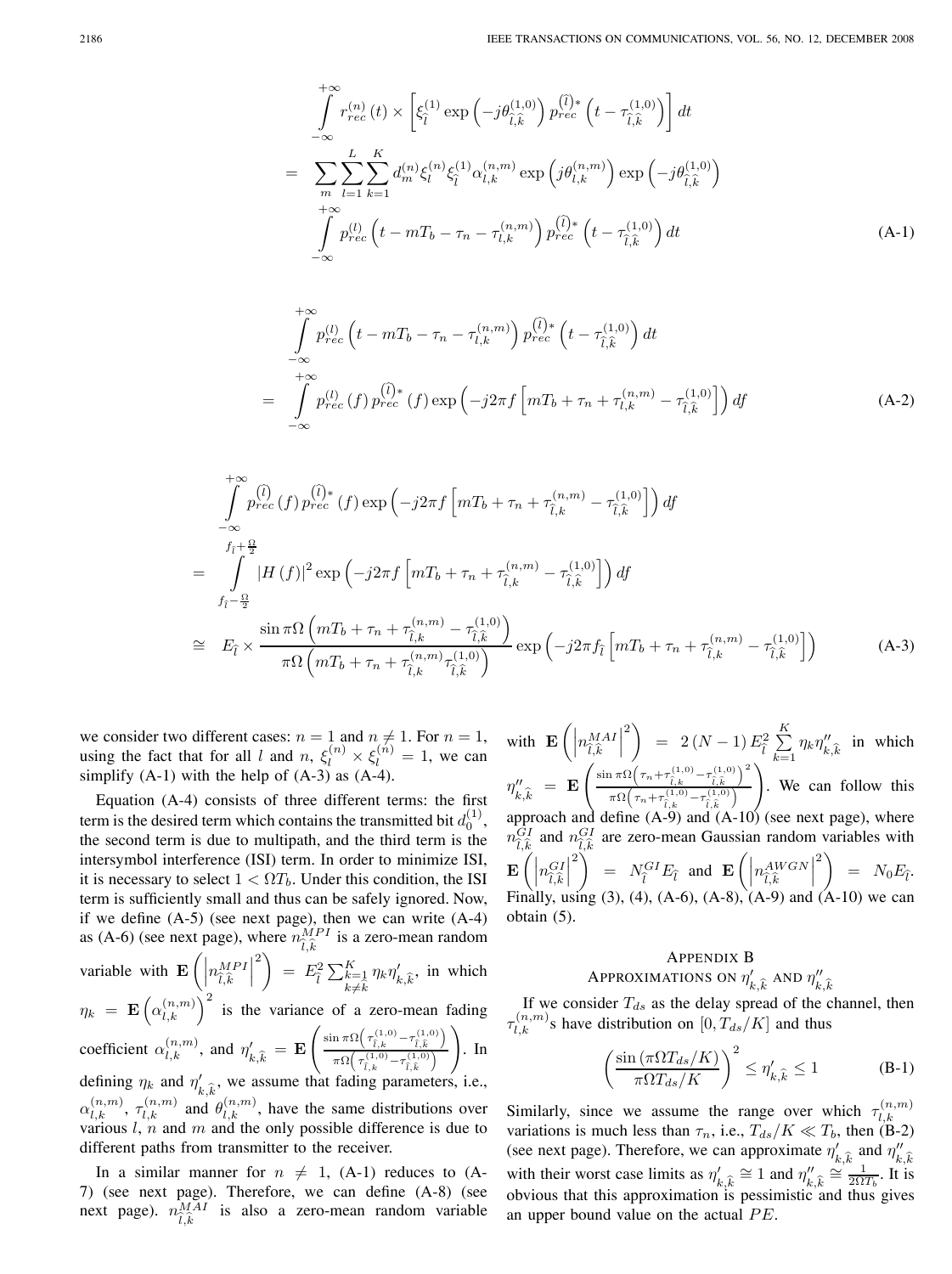$$\int_{-\infty}^{+\infty} r_{rec}^{(n)}(t) \times \left[\xi_{\hat{l}}^{(1)} \exp\left(-j\theta_{\hat{l},\hat{k}}^{(1,0)}\right) p_{rec}^{(\hat{l})*}\left(t - \tau_{\hat{l},\hat{k}}^{(1,0)}\right)\right] dt$$
$$= \sum_{m}\sum_{l=1}^{L}\sum_{k=1}^{K} d_m^{(n)} \xi_l^{(n)} \xi_{\hat{l}}^{(1)} \alpha_{l,k}^{(n,m)} \exp\left(j\theta_{l,k}^{(n,m)}\right) \exp\left(-j\theta_{\hat{l},\hat{k}}^{(1,0)}\right)$$
$$\int_{-\infty}^{+\infty} p_{rec}^{(l)}\left(t - mT_b - \tau_n - \tau_{l,k}^{(n,m)}\right) p_{rec}^{(\hat{l})*}\left(t - \tau_{\hat{l},\hat{k}}^{(1,0)}\right) dt \tag{A-1}$$

$$\int_{-\infty}^{+\infty} p_{rec}^{(l)}\left(t - mT_b - \tau_n - \tau_{l,k}^{(n,m)}\right) p_{rec}^{(\hat{l})*}\left(t - \tau_{\hat{l},\hat{k}}^{(1,0)}\right) dt$$
$$= \int_{-\infty}^{+\infty} p_{rec}^{(l)}(f)\, p_{rec}^{(\hat{l})*}(f) \exp\left(-j2\pi f\left[mT_b + \tau_n + \tau_{l,k}^{(n,m)} - \tau_{\hat{l},\hat{k}}^{(1,0)}\right]\right) df \tag{A-2}$$

$$\int_{-\infty}^{+\infty} p_{rec}^{(\hat{l})}(f)\, p_{rec}^{(\hat{l})*}(f) \exp\left(-j2\pi f\left[mT_b + \tau_n + \tau_{\hat{l},k}^{(n,m)} - \tau_{\hat{l},\hat{k}}^{(1,0)}\right]\right) df$$
$$= \int_{f_{\hat{l}}-\frac{\Omega}{2}}^{f_{\hat{l}}+\frac{\Omega}{2}} |H(f)|^2 \exp\left(-j2\pi f\left[mT_b + \tau_n + \tau_{\hat{l},k}^{(n,m)} - \tau_{\hat{l},\hat{k}}^{(1,0)}\right]\right) df$$
$$\cong E_{\hat{l}} \times \frac{\sin \pi\Omega\left(mT_b + \tau_n + \tau_{\hat{l},k}^{(n,m)} - \tau_{\hat{l},\hat{k}}^{(1,0)}\right)}{\pi\Omega\left(mT_b + \tau_n + \tau_{\hat{l},k}^{(n,m)} \tau_{\hat{l},\hat{k}}^{(1,0)}\right)} \exp\left(-j2\pi f_{\hat{l}}\left[mT_b + \tau_n + \tau_{\hat{l},k}^{(n,m)} - \tau_{\hat{l},\hat{k}}^{(1,0)}\right]\right) \tag{A-3}$$

we consider two different cases: $n = 1$ and $n \neq 1$. For $n = 1$, using the fact that for all $l$ and $n$, $\xi_l^{(n)} \times \xi_l^{(n)} = 1$, we can simplify (A-1) with the help of (A-3) as (A-4).

Equation (A-4) consists of three different terms: the first term is the desired term which contains the transmitted bit $d_0^{(1)}$, the second term is due to multipath, and the third term is the intersymbol interference (ISI) term. In order to minimize ISI, it is necessary to select $1 < \Omega T_b$. Under this condition, the ISI term is sufficiently small and thus can be safely ignored. Now, if we define (A-5) (see next page), then we can write (A-4) as (A-6) (see next page), where $n_{\hat{l},\hat{k}}^{MPI}$ is a zero-mean random variable with $\mathbf{E}\left(\left|n_{\hat{l},\hat{k}}^{MPI}\right|^2\right) = E_{\hat{l}}^2 \sum_{\substack{k=1 \\ k\neq\hat{k}}}^{K} \eta_k \eta'_{k,\hat{k}}$, in which $\eta_k = \mathbf{E}\left(\alpha_{l,k}^{(n,m)}\right)^2$ is the variance of a zero-mean fading coefficient $\alpha_{l,k}^{(n,m)}$, and $\eta'_{k,\hat{k}} = \mathbf{E}\left(\frac{\sin \pi\Omega\left(\tau_{\hat{l},k}^{(1,0)} - \tau_{\hat{l},\hat{k}}^{(1,0)}\right)}{\pi\Omega\left(\tau_{\hat{l},k}^{(1,0)} - \tau_{\hat{l},\hat{k}}^{(1,0)}\right)}\right)$. In defining $\eta_k$ and $\eta'_{k,\hat{k}}$, we assume that fading parameters, i.e., $\alpha_{l,k}^{(n,m)}$, $\tau_{l,k}^{(n,m)}$ and $\theta_{l,k}^{(n,m)}$, have the same distributions over various $l$, $n$ and $m$ and the only possible difference is due to different paths from transmitter to the receiver.

In a similar manner for $n \neq 1$, (A-1) reduces to (A-7) (see next page). Therefore, we can define (A-8) (see next page). $n_{\hat{l},\hat{k}}^{MAI}$ is also a zero-mean random variable with $\mathbf{E}\left(\left|n_{\hat{l},\hat{k}}^{MAI}\right|^2\right) = 2(N-1)E_{\hat{l}}^2 \sum_{k=1}^{K} \eta_k \eta''_{k,\hat{k}}$ in which $\eta''_{k,\hat{k}} = \mathbf{E}\left(\frac{\sin \pi\Omega\left(\tau_n + \tau_{\hat{l},k}^{(1,0)} - \tau_{\hat{l},\hat{k}}^{(1,0)}\right)^2}{\pi\Omega\left(\tau_n + \tau_{\hat{l},k}^{(1,0)} - \tau_{\hat{l},\hat{k}}^{(1,0)}\right)}\right)$. We can follow this approach and define (A-9) and (A-10) (see next page), where $n_{\hat{l},\hat{k}}^{GI}$ and $n_{\hat{l},\hat{k}}^{GI}$ are zero-mean Gaussian random variables with $\mathbf{E}\left(\left|n_{\hat{l},\hat{k}}^{GI}\right|^2\right) = N_{\hat{l}}^{GI} E_{\hat{l}}$ and $\mathbf{E}\left(\left|n_{\hat{l},\hat{k}}^{AWGN}\right|^2\right) = N_0 E_{\hat{l}}$. Finally, using (3), (4), (A-6), (A-8), (A-9) and (A-10) we can obtain (5).

## Appendix B
## Approximations on $\eta'_{k,\hat{k}}$ and $\eta''_{k,\hat{k}}$

If we consider $T_{ds}$ as the delay spread of the channel, then $\tau_{l,k}^{(n,m)}$s have distribution on $[0, T_{ds}/K]$ and thus

$$\left(\frac{\sin(\pi\Omega T_{ds}/K)}{\pi\Omega T_{ds}/K}\right)^2 \leq \eta'_{k,\hat{k}} \leq 1 \tag{B-1}$$

Similarly, since we assume the range over which $\tau_{l,k}^{(n,m)}$ variations is much less than $\tau_n$, i.e., $T_{ds}/K \ll T_b$, then (B-2) (see next page). Therefore, we can approximate $\eta'_{k,\hat{k}}$ and $\eta''_{k,\hat{k}}$ with their worst case limits as $\eta'_{k,\hat{k}} \cong 1$ and $\eta''_{k,\hat{k}} \cong \frac{1}{2\Omega T_b}$. It is obvious that this approximation is pessimistic and thus gives an upper bound value on the actual $PE$.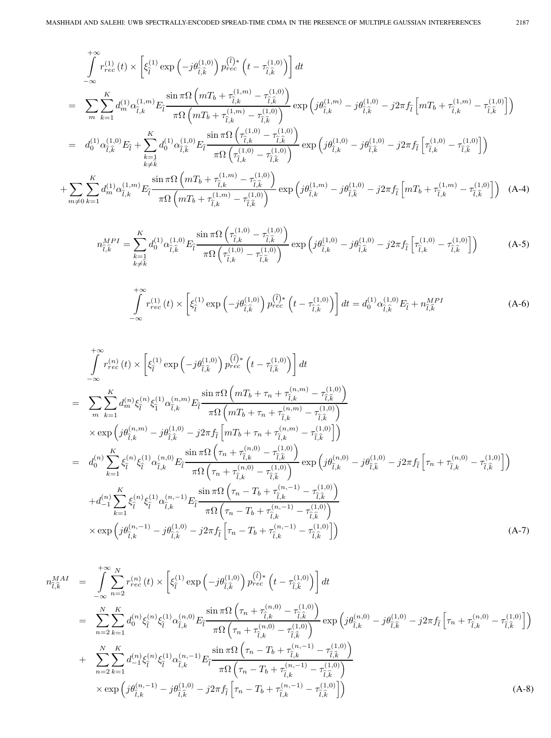$$
\begin{aligned}
&\int_{-\infty}^{+\infty} r_{rec}^{(1)}(t) \times \left[\xi_{\hat{l}}^{(1)} \exp\left(-j\theta_{\hat{l},\hat{k}}^{(1,0)}\right) p_{rec}^{(\hat{l})*}\left(t-\tau_{\hat{l},\hat{k}}^{(1,0)}\right)\right] dt \\
&= \sum_{m}\sum_{k=1}^{K} d_m^{(1)} \alpha_{\hat{l},k}^{(1,m)} E_{\hat{l}} \frac{\sin \pi\Omega\left(mT_b + \tau_{\hat{l},k}^{(1,m)} - \tau_{\hat{l},\hat{k}}^{(1,0)}\right)}{\pi\Omega\left(mT_b + \tau_{\hat{l},k}^{(1,m)} - \tau_{\hat{l},\hat{k}}^{(1,0)}\right)} \exp\left(j\theta_{\hat{l},k}^{(1,m)} - j\theta_{\hat{l},\hat{k}}^{(1,0)} - j2\pi f_{\hat{l}}\left[mT_b + \tau_{\hat{l},k}^{(1,m)} - \tau_{\hat{l},\hat{k}}^{(1,0)}\right]\right) \\
&= d_0^{(1)} \alpha_{\hat{l},\hat{k}}^{(1,0)} E_{\hat{l}} + \sum_{\substack{k=1\\k\neq\hat{k}}}^{K} d_0^{(1)} \alpha_{\hat{l},k}^{(1,0)} E_{\hat{l}} \frac{\sin \pi\Omega\left(\tau_{\hat{l},k}^{(1,0)} - \tau_{\hat{l},\hat{k}}^{(1,0)}\right)}{\pi\Omega\left(\tau_{\hat{l},k}^{(1,0)} - \tau_{\hat{l},\hat{k}}^{(1,0)}\right)} \exp\left(j\theta_{\hat{l},k}^{(1,0)} - j\theta_{\hat{l},\hat{k}}^{(1,0)} - j2\pi f_{\hat{l}}\left[\tau_{\hat{l},k}^{(1,0)} - \tau_{\hat{l},\hat{k}}^{(1,0)}\right]\right) \\
&+ \sum_{m\neq 0}\sum_{k=1}^{K} d_m^{(1)} \alpha_{\hat{l},k}^{(1,m)} E_{\hat{l}} \frac{\sin \pi\Omega\left(mT_b + \tau_{\hat{l},k}^{(1,m)} - \tau_{\hat{l},\hat{k}}^{(1,0)}\right)}{\pi\Omega\left(mT_b + \tau_{\hat{l},k}^{(1,m)} - \tau_{\hat{l},\hat{k}}^{(1,0)}\right)} \exp\left(j\theta_{\hat{l},k}^{(1,m)} - j\theta_{\hat{l},\hat{k}}^{(1,0)} - j2\pi f_{\hat{l}}\left[mT_b + \tau_{\hat{l},k}^{(1,m)} - \tau_{\hat{l},\hat{k}}^{(1,0)}\right]\right) \quad \text{(A-4)}
\end{aligned}
$$

$$
n_{\hat{l},\hat{k}}^{MPI} = \sum_{\substack{k=1\\k\neq\hat{k}}}^{K} d_0^{(1)} \alpha_{\hat{l},k}^{(1,0)} E_{\hat{l}} \frac{\sin \pi\Omega\left(\tau_{\hat{l},k}^{(1,0)} - \tau_{\hat{l},\hat{k}}^{(1,0)}\right)}{\pi\Omega\left(\tau_{\hat{l},k}^{(1,0)} - \tau_{\hat{l},\hat{k}}^{(1,0)}\right)} \exp\left(j\theta_{\hat{l},k}^{(1,0)} - j\theta_{\hat{l},\hat{k}}^{(1,0)} - j2\pi f_{\hat{l}}\left[\tau_{\hat{l},k}^{(1,0)} - \tau_{\hat{l},\hat{k}}^{(1,0)}\right]\right) \quad \text{(A-5)}
$$

$$
\int_{-\infty}^{+\infty} r_{rec}^{(1)}(t) \times \left[\xi_{\hat{l}}^{(1)} \exp\left(-j\theta_{\hat{l},\hat{k}}^{(1,0)}\right) p_{rec}^{(\hat{l})*}\left(t-\tau_{\hat{l},\hat{k}}^{(1,0)}\right)\right] dt = d_0^{(1)} \alpha_{\hat{l},\hat{k}}^{(1,0)} E_{\hat{l}} + n_{\hat{l},\hat{k}}^{MPI} \quad \text{(A-6)}
$$

$$
\begin{aligned}
&\int_{-\infty}^{+\infty} r_{rec}^{(n)}(t) \times \left[\xi_{\hat{l}}^{(1)} \exp\left(-j\theta_{\hat{l},\hat{k}}^{(1,0)}\right) p_{rec}^{(\hat{l})*}\left(t-\tau_{\hat{l},\hat{k}}^{(1,0)}\right)\right] dt \\
&= \sum_{m}\sum_{k=1}^{K} d_m^{(n)} \xi_{\hat{l}}^{(n)} \xi_{\hat{1}}^{(1)} \alpha_{\hat{l},k}^{(n,m)} E_{\hat{l}} \frac{\sin \pi\Omega\left(mT_b + \tau_n + \tau_{\hat{l},k}^{(n,m)} - \tau_{\hat{l},\hat{k}}^{(1,0)}\right)}{\pi\Omega\left(mT_b + \tau_n + \tau_{\hat{l},k}^{(n,m)} - \tau_{\hat{l},\hat{k}}^{(1,0)}\right)} \\
&\quad \times \exp\left(j\theta_{\hat{l},k}^{(n,m)} - j\theta_{\hat{l},\hat{k}}^{(1,0)} - j2\pi f_{\hat{l}}\left[mT_b + \tau_n + \tau_{\hat{l},k}^{(n,m)} - \tau_{\hat{l},\hat{k}}^{(1,0)}\right]\right) \\
&= d_0^{(n)} \sum_{k=1}^{K} \xi_{\hat{l}}^{(n)} \xi_{\hat{l}}^{(1)} \alpha_{\hat{l},k}^{(n,0)} E_{\hat{l}} \frac{\sin \pi\Omega\left(\tau_n + \tau_{\hat{l},k}^{(n,0)} - \tau_{\hat{l},\hat{k}}^{(1,0)}\right)}{\pi\Omega\left(\tau_n + \tau_{\hat{l},k}^{(n,0)} - \tau_{\hat{l},\hat{k}}^{(1,0)}\right)} \exp\left(j\theta_{\hat{l},k}^{(n,0)} - j\theta_{\hat{l},\hat{k}}^{(1,0)} - j2\pi f_{\hat{l}}\left[\tau_n + \tau_{\hat{l},k}^{(n,0)} - \tau_{\hat{l},\hat{k}}^{(1,0)}\right]\right) \\
&\quad + d_{-1}^{(n)} \sum_{k=1}^{K} \xi_{\hat{l}}^{(n)} \xi_{\hat{l}}^{(1)} \alpha_{\hat{l},k}^{(n,-1)} E_{\hat{l}} \frac{\sin \pi\Omega\left(\tau_n - T_b + \tau_{\hat{l},k}^{(n,-1)} - \tau_{\hat{l},\hat{k}}^{(1,0)}\right)}{\pi\Omega\left(\tau_n - T_b + \tau_{\hat{l},k}^{(n,-1)} - \tau_{\hat{l},\hat{k}}^{(1,0)}\right)} \\
&\quad \times \exp\left(j\theta_{\hat{l},k}^{(n,-1)} - j\theta_{\hat{l},\hat{k}}^{(1,0)} - j2\pi f_{\hat{l}}\left[\tau_n - T_b + \tau_{\hat{l},k}^{(n,-1)} - \tau_{\hat{l},\hat{k}}^{(1,0)}\right]\right) \quad \text{(A-7)}
\end{aligned}
$$

$$
\begin{aligned}
n_{\hat{l},\hat{k}}^{MAI} &= \int_{-\infty}^{+\infty} \sum_{n=2}^{N} r_{rec}^{(n)}(t) \times \left[\xi_{\hat{l}}^{(1)} \exp\left(-j\theta_{\hat{l},\hat{k}}^{(1,0)}\right) p_{rec}^{(\hat{l})*}\left(t-\tau_{\hat{l},\hat{k}}^{(1,0)}\right)\right] dt \\
&= \sum_{n=2}^{N}\sum_{k=1}^{K} d_0^{(n)} \xi_{\hat{l}}^{(n)} \xi_{\hat{l}}^{(1)} \alpha_{\hat{l},k}^{(n,0)} E_{\hat{l}} \frac{\sin \pi\Omega\left(\tau_n + \tau_{\hat{l},k}^{(n,0)} - \tau_{\hat{l},\hat{k}}^{(1,0)}\right)}{\pi\Omega\left(\tau_n + \tau_{\hat{l},k}^{(n,0)} - \tau_{\hat{l},\hat{k}}^{(1,0)}\right)} \exp\left(j\theta_{\hat{l},k}^{(n,0)} - j\theta_{\hat{l},\hat{k}}^{(1,0)} - j2\pi f_{\hat{l}}\left[\tau_n + \tau_{\hat{l},k}^{(n,0)} - \tau_{\hat{l},\hat{k}}^{(1,0)}\right]\right) \\
&+ \sum_{n=2}^{N}\sum_{k=1}^{K} d_{-1}^{(n)} \xi_{\hat{l}}^{(n)} \xi_{\hat{l}}^{(1)} \alpha_{\hat{l},k}^{(n,-1)} E_{\hat{l}} \frac{\sin \pi\Omega\left(\tau_n - T_b + \tau_{\hat{l},k}^{(n,-1)} - \tau_{\hat{l},\hat{k}}^{(1,0)}\right)}{\pi\Omega\left(\tau_n - T_b + \tau_{\hat{l},k}^{(n,-1)} - \tau_{\hat{l},\hat{k}}^{(1,0)}\right)} \\
&\quad \times \exp\left(j\theta_{\hat{l},k}^{(n,-1)} - j\theta_{\hat{l},\hat{k}}^{(1,0)} - j2\pi f_{\hat{l}}\left[\tau_n - T_b + \tau_{\hat{l},k}^{(n,-1)} - \tau_{\hat{l},\hat{k}}^{(1,0)}\right]\right) \quad \text{(A-8)}
\end{aligned}
$$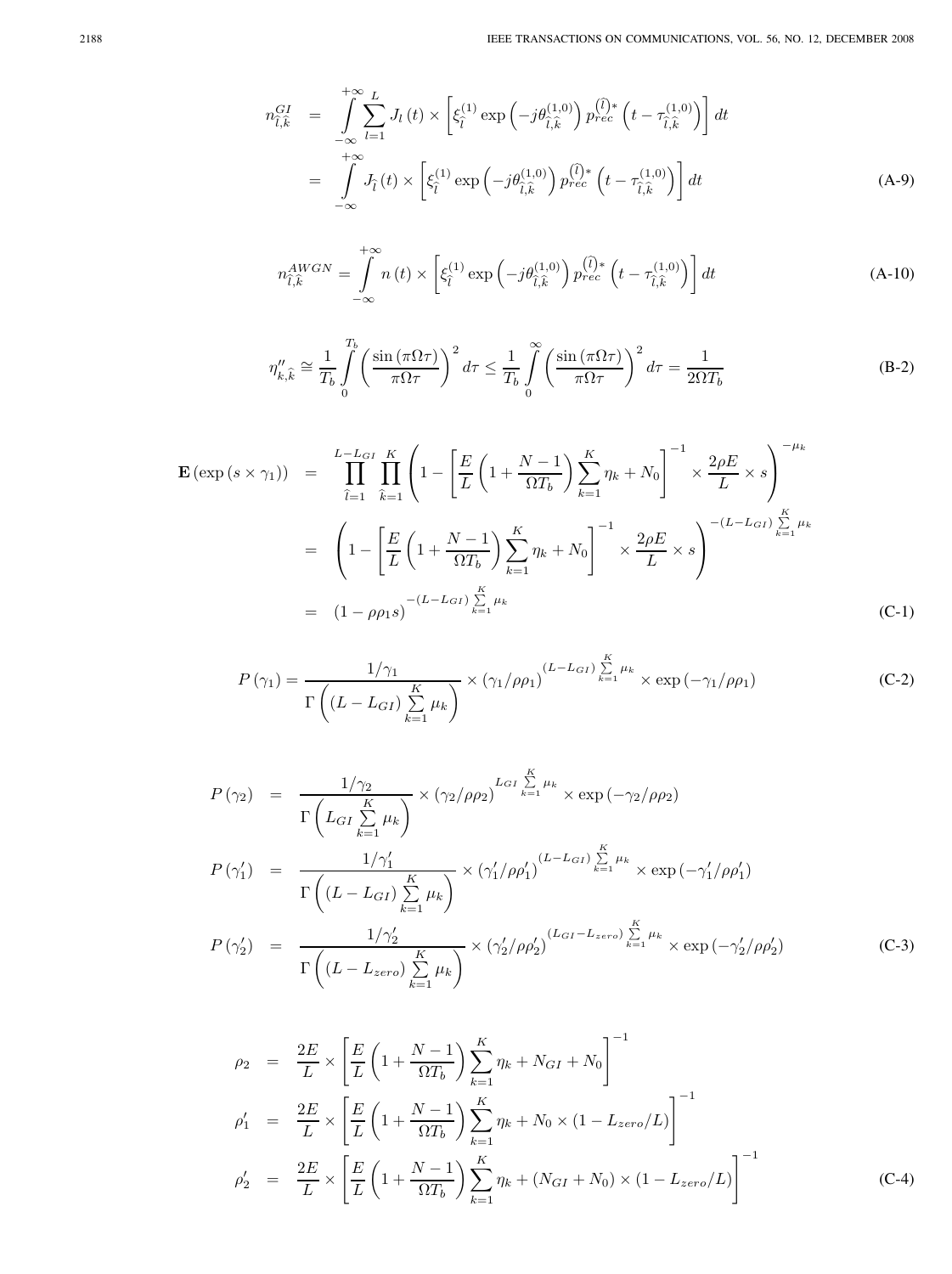$$
\begin{aligned}
n_{\hat{l},\hat{k}}^{GI} &= \int_{-\infty}^{+\infty} \sum_{l=1}^{L} J_l(t) \times \left[ \xi_{\hat{l}}^{(1)} \exp\left(-j\theta_{\hat{l},\hat{k}}^{(1,0)}\right) p_{rec}^{(\hat{l})*}\left(t - \tau_{\hat{l},\hat{k}}^{(1,0)}\right) \right] dt \\
&= \int_{-\infty}^{+\infty} J_{\hat{l}}(t) \times \left[ \xi_{\hat{l}}^{(1)} \exp\left(-j\theta_{\hat{l},\hat{k}}^{(1,0)}\right) p_{rec}^{(\hat{l})*}\left(t - \tau_{\hat{l},\hat{k}}^{(1,0)}\right) \right] dt
\end{aligned}
\tag{A-9}
$$

$$
n_{\hat{l},\hat{k}}^{AWGN} = \int_{-\infty}^{+\infty} n(t) \times \left[ \xi_{\hat{l}}^{(1)} \exp\left(-j\theta_{\hat{l},\hat{k}}^{(1,0)}\right) p_{rec}^{(\hat{l})*}\left(t - \tau_{\hat{l},\hat{k}}^{(1,0)}\right) \right] dt
\tag{A-10}
$$

$$
\eta_{k,\hat{k}}'' \cong \frac{1}{T_b} \int_{0}^{T_b} \left( \frac{\sin(\pi\Omega\tau)}{\pi\Omega\tau} \right)^2 d\tau \leq \frac{1}{T_b} \int_{0}^{\infty} \left( \frac{\sin(\pi\Omega\tau)}{\pi\Omega\tau} \right)^2 d\tau = \frac{1}{2\Omega T_b}
\tag{B-2}
$$

$$
\begin{aligned}
\mathbf{E}\left(\exp\left(s \times \gamma_1\right)\right) &= \prod_{\hat{l}=1}^{L-L_{GI}} \prod_{\hat{k}=1}^{K} \left( 1 - \left[ \frac{E}{L}\left(1 + \frac{N-1}{\Omega T_b}\right) \sum_{k=1}^{K} \eta_k + N_0 \right]^{-1} \times \frac{2\rho E}{L} \times s \right)^{-\mu_k} \\
&= \left( 1 - \left[ \frac{E}{L}\left(1 + \frac{N-1}{\Omega T_b}\right) \sum_{k=1}^{K} \eta_k + N_0 \right]^{-1} \times \frac{2\rho E}{L} \times s \right)^{-(L-L_{GI}) \sum\limits_{k=1}^{K} \mu_k} \\
&= \left(1 - \rho\rho_1 s\right)^{-(L-L_{GI}) \sum\limits_{k=1}^{K} \mu_k}
\end{aligned}
\tag{C-1}
$$

$$
P(\gamma_1) = \frac{1/\gamma_1}{\Gamma\left( (L-L_{GI}) \sum\limits_{k=1}^{K} \mu_k \right)} \times \left(\gamma_1/\rho\rho_1\right)^{(L-L_{GI}) \sum\limits_{k=1}^{K} \mu_k} \times \exp\left(-\gamma_1/\rho\rho_1\right)
\tag{C-2}
$$

$$
\begin{aligned}
P(\gamma_2) &= \frac{1/\gamma_2}{\Gamma\left( L_{GI} \sum\limits_{k=1}^{K} \mu_k \right)} \times \left(\gamma_2/\rho\rho_2\right)^{L_{GI} \sum\limits_{k=1}^{K} \mu_k} \times \exp\left(-\gamma_2/\rho\rho_2\right) \\
P(\gamma_1') &= \frac{1/\gamma_1'}{\Gamma\left( (L-L_{GI}) \sum\limits_{k=1}^{K} \mu_k \right)} \times \left(\gamma_1'/\rho\rho_1'\right)^{(L-L_{GI}) \sum\limits_{k=1}^{K} \mu_k} \times \exp\left(-\gamma_1'/\rho\rho_1'\right) \\
P(\gamma_2') &= \frac{1/\gamma_2'}{\Gamma\left( (L-L_{zero}) \sum\limits_{k=1}^{K} \mu_k \right)} \times \left(\gamma_2'/\rho\rho_2'\right)^{(L_{GI}-L_{zero}) \sum\limits_{k=1}^{K} \mu_k} \times \exp\left(-\gamma_2'/\rho\rho_2'\right)
\end{aligned}
\tag{C-3}
$$

$$
\begin{aligned}
\rho_2 &= \frac{2E}{L} \times \left[ \frac{E}{L}\left(1 + \frac{N-1}{\Omega T_b}\right) \sum_{k=1}^{K} \eta_k + N_{GI} + N_0 \right]^{-1} \\
\rho_1' &= \frac{2E}{L} \times \left[ \frac{E}{L}\left(1 + \frac{N-1}{\Omega T_b}\right) \sum_{k=1}^{K} \eta_k + N_0 \times \left(1 - L_{zero}/L\right) \right]^{-1} \\
\rho_2' &= \frac{2E}{L} \times \left[ \frac{E}{L}\left(1 + \frac{N-1}{\Omega T_b}\right) \sum_{k=1}^{K} \eta_k + \left(N_{GI} + N_0\right) \times \left(1 - L_{zero}/L\right) \right]^{-1}
\end{aligned}
\tag{C-4}
$$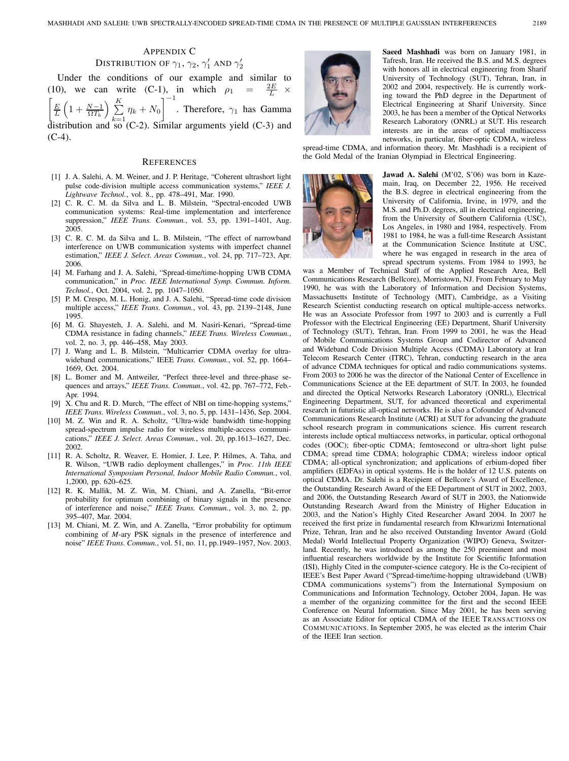## Appendix C
## Distribution of $\gamma_1$, $\gamma_2$, $\gamma_1'$ and $\gamma_2'$

Under the conditions of our example and similar to (10), we can write (C-1), in which $\rho_1 = \frac{2E}{L} \times \left[\frac{E}{L}\left(1+\frac{N-1}{\Omega T_b}\right)\sum_{k=1}^{K}\eta_k + N_0\right]^{-1}$. Therefore, $\gamma_1$ has Gamma distribution and so (C-2). Similar arguments yield (C-3) and (C-4).

## References

[1] J. A. Salehi, A. M. Weiner, and J. P. Heritage, "Coherent ultrashort light pulse code-division multiple access communication systems," *IEEE J. Lightwave Technol.*, vol. 8., pp. 478–491, Mar. 1990.

[2] C. R. C. M. da Silva and L. B. Milstein, "Spectral-encoded UWB communication systems: Real-time implementation and interference suppression," *IEEE Trans. Commun.*, vol. 53, pp. 1391–1401, Aug. 2005.

[3] C. R. C. M. da Silva and L. B. Milstein, "The effect of narrowband interference on UWB communication systems with imperfect channel estimation," *IEEE J. Select. Areas Commun.*, vol. 24, pp. 717–723, Apr. 2006.

[4] M. Farhang and J. A. Salehi, "Spread-time/time-hopping UWB CDMA communication," in *Proc. IEEE International Symp. Commun. Inform. Technol.*, Oct. 2004, vol. 2, pp. 1047–1050.

[5] P. M. Crespo, M. L. Honig, and J. A. Salehi, "Spread-time code division multiple access," *IEEE Trans. Commun.*, vol. 43, pp. 2139–2148, June 1995.

[6] M. G. Shayesteh, J. A. Salehi, and M. Nasiri-Kenari, "Spread-time CDMA resistance in fading channels," *IEEE Trans. Wireless Commun.*, vol. 2, no. 3, pp. 446–458, May 2003.

[7] J. Wang and L. B. Milstein, "Multicarrier CDMA overlay for ultra-wideband communications," IEEE *Trans. Commun.*, vol. 52, pp. 1664–1669, Oct. 2004.

[8] L. Bomer and M. Antweiler, "Perfect three-level and three-phase sequences and arrays," *IEEE Trans. Commun.*, vol. 42, pp. 767–772, Feb.-Apr. 1994.

[9] X. Chu and R. D. Murch, "The effect of NBI on time-hopping systems," *IEEE Trans. Wireless Commun.*, vol. 3, no. 5, pp. 1431–1436, Sep. 2004.

[10] M. Z. Win and R. A. Scholtz, "Ultra-wide bandwidth time-hopping spread-spectrum impulse radio for wireless multiple-access communications," *IEEE J. Select. Areas Commun.*, vol. 20, pp.1613–1627, Dec. 2002.

[11] R. A. Scholtz, R. Weaver, E. Homier, J. Lee, P. Hilmes, A. Taha, and R. Wilson, "UWB radio deployment challenges," in *Proc. 11th IEEE International Symposium Personal, Indoor Mobile Radio Commun.*, vol. 1,2000, pp. 620–625.

[12] R. K. Mallik, M. Z. Win, M. Chiani, and A. Zanella, "Bit-error probability for optimum combining of binary signals in the presence of interference and noise," *IEEE Trans. Commun.*, vol. 3, no. 2, pp. 395–407, Mar. 2004.

[13] M. Chiani, M. Z. Win, and A. Zanella, "Error probability for optimum combining of *M*-ary PSK signals in the presence of interference and noise" *IEEE Trans. Commun.*, vol. 51, no. 11, pp.1949–1957, Nov. 2003.

**Saeed Mashhadi** was born on January 1981, in Tafresh, Iran. He received the B.S. and M.S. degrees with honors all in electrical engineering from Sharif University of Technology (SUT), Tehran, Iran, in 2002 and 2004, respectively. He is currently working toward the PhD degree in the Department of Electrical Engineering at Sharif University. Since 2003, he has been a member of the Optical Networks Research Laboratory (ONRL) at SUT. His research interests are in the areas of optical multiaccess networks, in particular, fiber-optic CDMA, wireless spread-time CDMA, and information theory. Mr. Mashhadi is a recipient of the Gold Medal of the Iranian Olympiad in Electrical Engineering.

**Jawad A. Salehi** (M'02, S'06) was born in Kazemain, Iraq, on December 22, 1956. He received the B.S. degree in electrical engineering from the University of California, Irvine, in 1979, and the M.S. and Ph.D. degrees, all in electrical engineering, from the University of Southern California (USC), Los Angeles, in 1980 and 1984, respectively. From 1981 to 1984, he was a full-time Research Assistant at the Communication Science Institute at USC, where he was engaged in research in the area of spread spectrum systems. From 1984 to 1993, he was a Member of Technical Staff of the Applied Research Area, Bell Communications Research (Bellcore), Morristown, NJ. From February to May 1990, he was with the Laboratory of Information and Decision Systems, Massachusetts Institute of Technology (MIT), Cambridge, as a Visiting Research Scientist conducting research on optical multiple-access networks. He was an Associate Professor from 1997 to 2003 and is currently a Full Professor with the Electrical Engineering (EE) Department, Sharif University of Technology (SUT), Tehran, Iran. From 1999 to 2001, he was the Head of Mobile Communications Systems Group and Codirector of Advanced and Wideband Code Division Multiple Access (CDMA) Laboratory at Iran Telecom Research Center (ITRC), Tehran, conducting research in the area of advance CDMA techniques for optical and radio communications systems. From 2003 to 2006 he was the director of the National Center of Excellence in Communications Science at the EE department of SUT. In 2003, he founded and directed the Optical Networks Research Laboratory (ONRL), Electrical Engineering Department, SUT, for advanced theoretical and experimental research in futuristic all-optical networks. He is also a Cofounder of Advanced Communications Research Institute (ACRI) at SUT for advancing the graduate school research program in communications science. His current research interests include optical multiaccess networks, in particular, optical orthogonal codes (OOC); fiber-optic CDMA; femtosecond or ultra-short light pulse CDMA; spread time CDMA; holographic CDMA; wireless indoor optical CDMA; all-optical synchronization; and applications of erbium-doped fiber amplifiers (EDFAs) in optical systems. He is the holder of 12 U.S. patents on optical CDMA. Dr. Salehi is a Recipient of Bellcore's Award of Excellence, the Outstanding Research Award of the EE Department of SUT in 2002, 2003, and 2006, the Outstanding Research Award of SUT in 2003, the Nationwide Outstanding Research Award from the Ministry of Higher Education in 2003, and the Nation's Highly Cited Researcher Award 2004. In 2007 he received the first prize in fundamental research from Khwarizmi International Prize, Tehran, Iran and he also received Outstanding Inventor Award (Gold Medal) World Intellectual Property Organization (WIPO) Geneva, Switzerland. Recently, he was introduced as among the 250 preeminent and most influential researchers worldwide by the Institute for Scientific Information (ISI), Highly Cited in the computer-science category. He is the Co-recipient of IEEE's Best Paper Award ("Spread-time/time-hopping ultrawideband (UWB) CDMA communications systems") from the International Symposium on Communications and Information Technology, October 2004, Japan. He was a member of the organizing committee for the first and the second IEEE Conference on Neural Information. Since May 2001, he has been serving as an Associate Editor for optical CDMA of the IEEE Transactions on Communications. In September 2005, he was elected as the interim Chair of the IEEE Iran section.